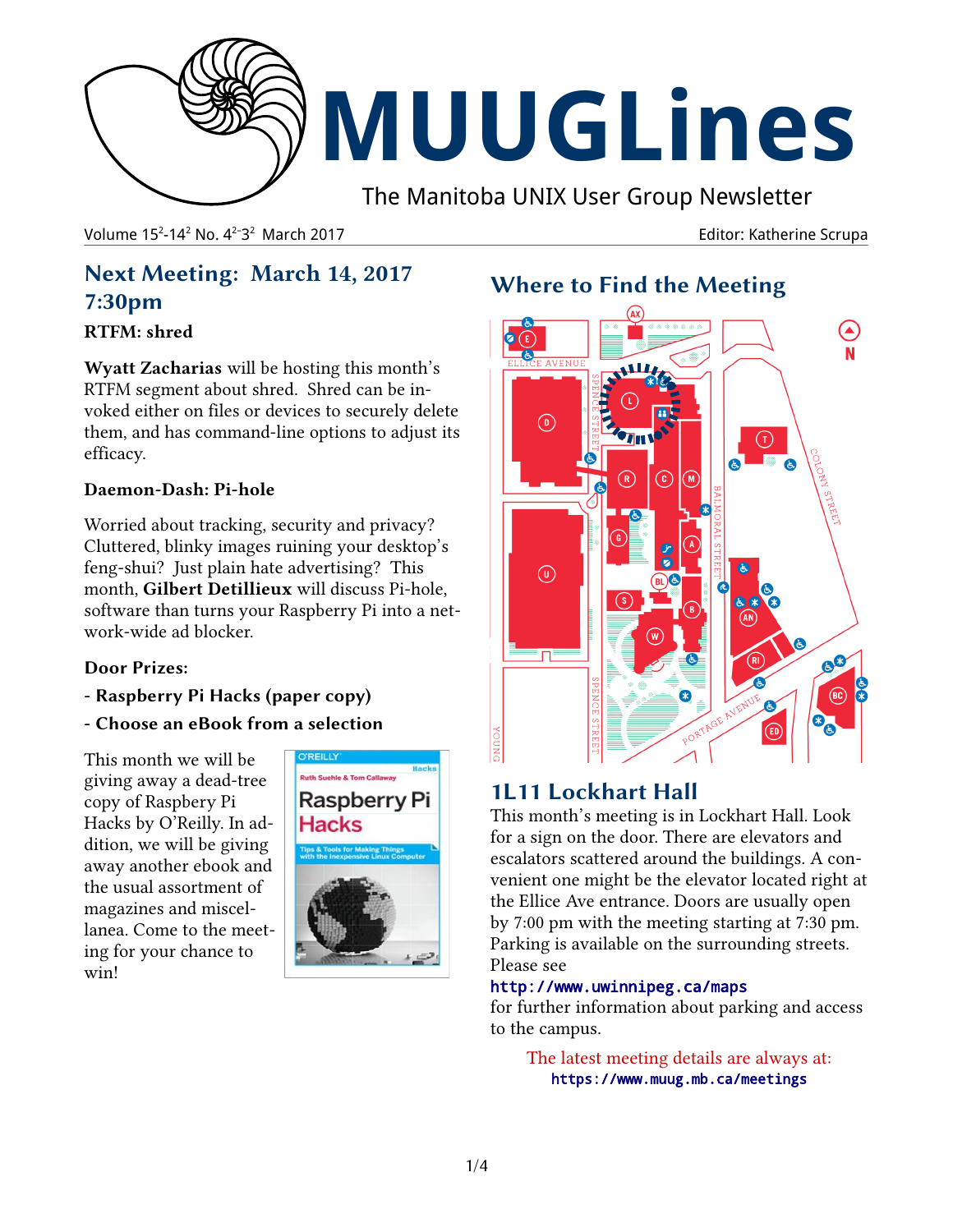# MUUGLines

The Manitoba UNIX User Group Newsletter

Volume $15^2$-$14^2$ No. $4^2$-$3^2$ March 2017 Editor: Katherine Scrupa

## Next Meeting: March 14, 2017 7:30pm

### RTFM: shred

**Wyatt Zacharias** will be hosting this month's RTFM segment about shred. Shred can be invoked either on files or devices to securely delete them, and has command-line options to adjust its efficacy.

### Daemon-Dash: Pi-hole

Worried about tracking, security and privacy? Cluttered, blinky images ruining your desktop's feng-shui? Just plain hate advertising? This month, **Gilbert Detillieux** will discuss Pi-hole, software than turns your Raspberry Pi into a network-wide ad blocker.

### Door Prizes:

- **Raspberry Pi Hacks (paper copy)**
- **Choose an eBook from a selection**

This month we will be giving away a dead-tree copy of Raspberry Pi Hacks by O'Reilly. In addition, we will be giving away another ebook and the usual assortment of magazines and miscellanea. Come to the meeting for your chance to win!

## Where to Find the Meeting

## 1L11 Lockhart Hall

This month's meeting is in Lockhart Hall. Look for a sign on the door. There are elevators and escalators scattered around the buildings. A convenient one might be the elevator located right at the Ellice Ave entrance. Doors are usually open by 7:00 pm with the meeting starting at 7:30 pm. Parking is available on the surrounding streets. Please see

http://www.uwinnipeg.ca/maps

for further information about parking and access to the campus.

The latest meeting details are always at:
https://www.muug.mb.ca/meetings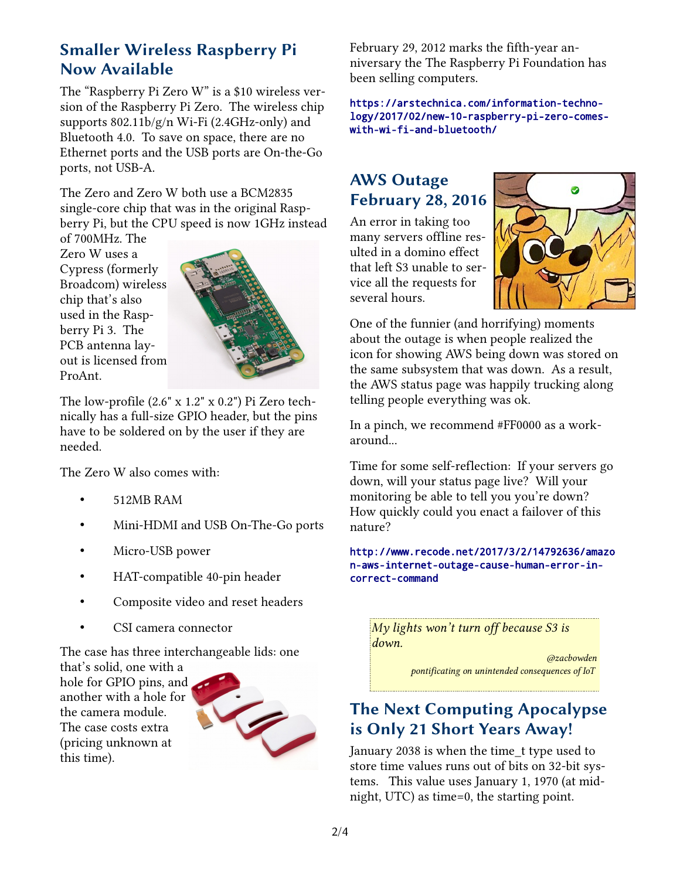## Smaller Wireless Raspberry Pi Now Available

The "Raspberry Pi Zero W" is a $10 wireless version of the Raspberry Pi Zero. The wireless chip supports 802.11b/g/n Wi-Fi (2.4GHz-only) and Bluetooth 4.0. To save on space, there are no Ethernet ports and the USB ports are On-the-Go ports, not USB-A.

The Zero and Zero W both use a BCM2835 single-core chip that was in the original Raspberry Pi, but the CPU speed is now 1GHz instead of 700MHz. The Zero W uses a Cypress (formerly Broadcom) wireless chip that's also used in the Raspberry Pi 3. The PCB antenna layout is licensed from ProAnt.

The low-profile (2.6" x 1.2" x 0.2") Pi Zero technically has a full-size GPIO header, but the pins have to be soldered on by the user if they are needed.

The Zero W also comes with:

- 512MB RAM
- Mini-HDMI and USB On-The-Go ports
- Micro-USB power
- HAT-compatible 40-pin header
- Composite video and reset headers
- CSI camera connector

The case has three interchangeable lids: one that's solid, one with a hole for GPIO pins, and another with a hole for the camera module. The case costs extra (pricing unknown at this time).

February 29, 2012 marks the fifth-year anniversary the The Raspberry Pi Foundation has been selling computers.

https://arstechnica.com/information-technology/2017/02/new-10-raspberry-pi-zero-comes-with-wi-fi-and-bluetooth/

## AWS Outage February 28, 2016

An error in taking too many servers offline resulted in a domino effect that left S3 unable to service all the requests for several hours.

One of the funnier (and horrifying) moments about the outage is when people realized the icon for showing AWS being down was stored on the same subsystem that was down. As a result, the AWS status page was happily trucking along telling people everything was ok.

In a pinch, we recommend #FF0000 as a workaround...

Time for some self-reflection: If your servers go down, will your status page live? Will your monitoring be able to tell you you're down? How quickly could you enact a failover of this nature?

http://www.recode.net/2017/3/2/14792636/amazon-aws-internet-outage-cause-human-error-incorrect-command

> *My lights won't turn off because S3 is down.*
>
> *@zacbowden pontificating on unintended consequences of IoT*

## The Next Computing Apocalypse is Only 21 Short Years Away!

January 2038 is when the time_t type used to store time values runs out of bits on 32-bit systems. This value uses January 1, 1970 (at midnight, UTC) as time=0, the starting point.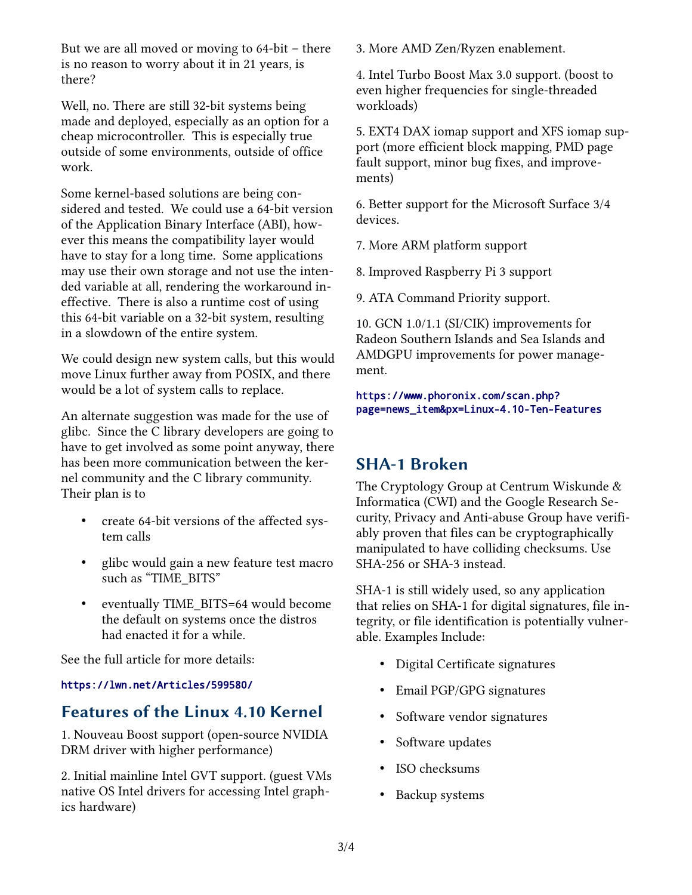But we are all moved or moving to 64-bit – there is no reason to worry about it in 21 years, is there?

Well, no. There are still 32-bit systems being made and deployed, especially as an option for a cheap microcontroller. This is especially true outside of some environments, outside of office work.

Some kernel-based solutions are being considered and tested. We could use a 64-bit version of the Application Binary Interface (ABI), however this means the compatibility layer would have to stay for a long time. Some applications may use their own storage and not use the intended variable at all, rendering the workaround ineffective. There is also a runtime cost of using this 64-bit variable on a 32-bit system, resulting in a slowdown of the entire system.

We could design new system calls, but this would move Linux further away from POSIX, and there would be a lot of system calls to replace.

An alternate suggestion was made for the use of glibc. Since the C library developers are going to have to get involved as some point anyway, there has been more communication between the kernel community and the C library community. Their plan is to

- create 64-bit versions of the affected system calls
- glibc would gain a new feature test macro such as "TIME_BITS"
- eventually TIME_BITS=64 would become the default on systems once the distros had enacted it for a while.

See the full article for more details:

https://lwn.net/Articles/599580/

## Features of the Linux 4.10 Kernel

1. Nouveau Boost support (open-source NVIDIA DRM driver with higher performance)

2. Initial mainline Intel GVT support. (guest VMs native OS Intel drivers for accessing Intel graphics hardware)

3. More AMD Zen/Ryzen enablement.

4. Intel Turbo Boost Max 3.0 support. (boost to even higher frequencies for single-threaded workloads)

5. EXT4 DAX iomap support and XFS iomap support (more efficient block mapping, PMD page fault support, minor bug fixes, and improvements)

6. Better support for the Microsoft Surface 3/4 devices.

7. More ARM platform support

8. Improved Raspberry Pi 3 support

9. ATA Command Priority support.

10. GCN 1.0/1.1 (SI/CIK) improvements for Radeon Southern Islands and Sea Islands and AMDGPU improvements for power management.

https://www.phoronix.com/scan.php?page=news_item&px=Linux-4.10-Ten-Features

## SHA-1 Broken

The Cryptology Group at Centrum Wiskunde & Informatica (CWI) and the Google Research Security, Privacy and Anti-abuse Group have verifiably proven that files can be cryptographically manipulated to have colliding checksums. Use SHA-256 or SHA-3 instead.

SHA-1 is still widely used, so any application that relies on SHA-1 for digital signatures, file integrity, or file identification is potentially vulnerable. Examples Include:

- Digital Certificate signatures
- Email PGP/GPG signatures
- Software vendor signatures
- Software updates
- ISO checksums
- Backup systems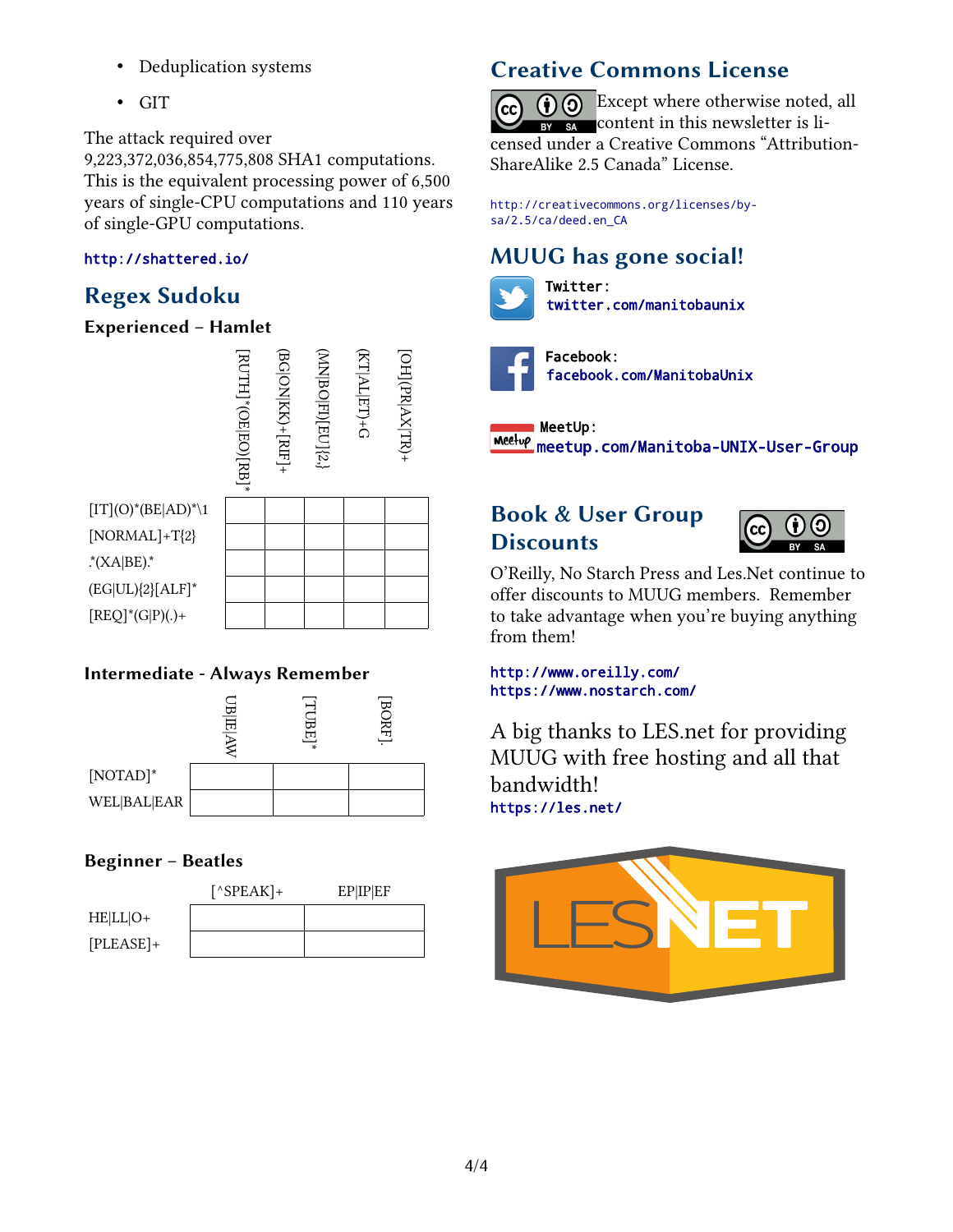- Deduplication systems
- GIT

The attack required over 9,223,372,036,854,775,808 SHA1 computations. This is the equivalent processing power of 6,500 years of single-CPU computations and 110 years of single-GPU computations.

http://shattered.io/

## Regex Sudoku

### Experienced – Hamlet

| | [RUTH]*(OE\|EO)[RB]* | (BG\|ON\|KK)+[RIF]+ | (MN\|BO\|FI)[EU]{2,} | (KT\|AL\|ET)+G | [OH](PR\|AX\|TR)+ |
|---|---|---|---|---|---|
| [IT](O)*(BE\|AD)*\1 | | | | | |
| [NORMAL]+T{2} | | | | | |
| .*(XA\|BE).* | | | | | |
| (EG\|UL){2}[ALF]* | | | | | |
| [REQ]*(G\|P)(.)+ | | | | | |

### Intermediate - Always Remember

| | UB\|IE\|AW | [TUBE]* | [BORF]. |
|---|---|---|---|
| [NOTAD]* | | | |
| WEL\|BAL\|EAR | | | |

### Beginner – Beatles

| | [^SPEAK]+ | EP\|IP\|EF |
|---|---|---|
| HE\|LL\|O+ | | |
| [PLEASE]+ | | |

## Creative Commons License

Except where otherwise noted, all content in this newsletter is licensed under a Creative Commons "Attribution-ShareAlike 2.5 Canada" License.

http://creativecommons.org/licenses/by-sa/2.5/ca/deed.en_CA

## MUUG has gone social!

Twitter:
twitter.com/manitobaunix

Facebook:
facebook.com/ManitobaUnix

MeetUp:
meetup.com/Manitoba-UNIX-User-Group

## Book & User Group Discounts

O'Reilly, No Starch Press and Les.Net continue to offer discounts to MUUG members. Remember to take advantage when you're buying anything from them!

http://www.oreilly.com/
https://www.nostarch.com/

A big thanks to LES.net for providing MUUG with free hosting and all that bandwidth!
https://les.net/